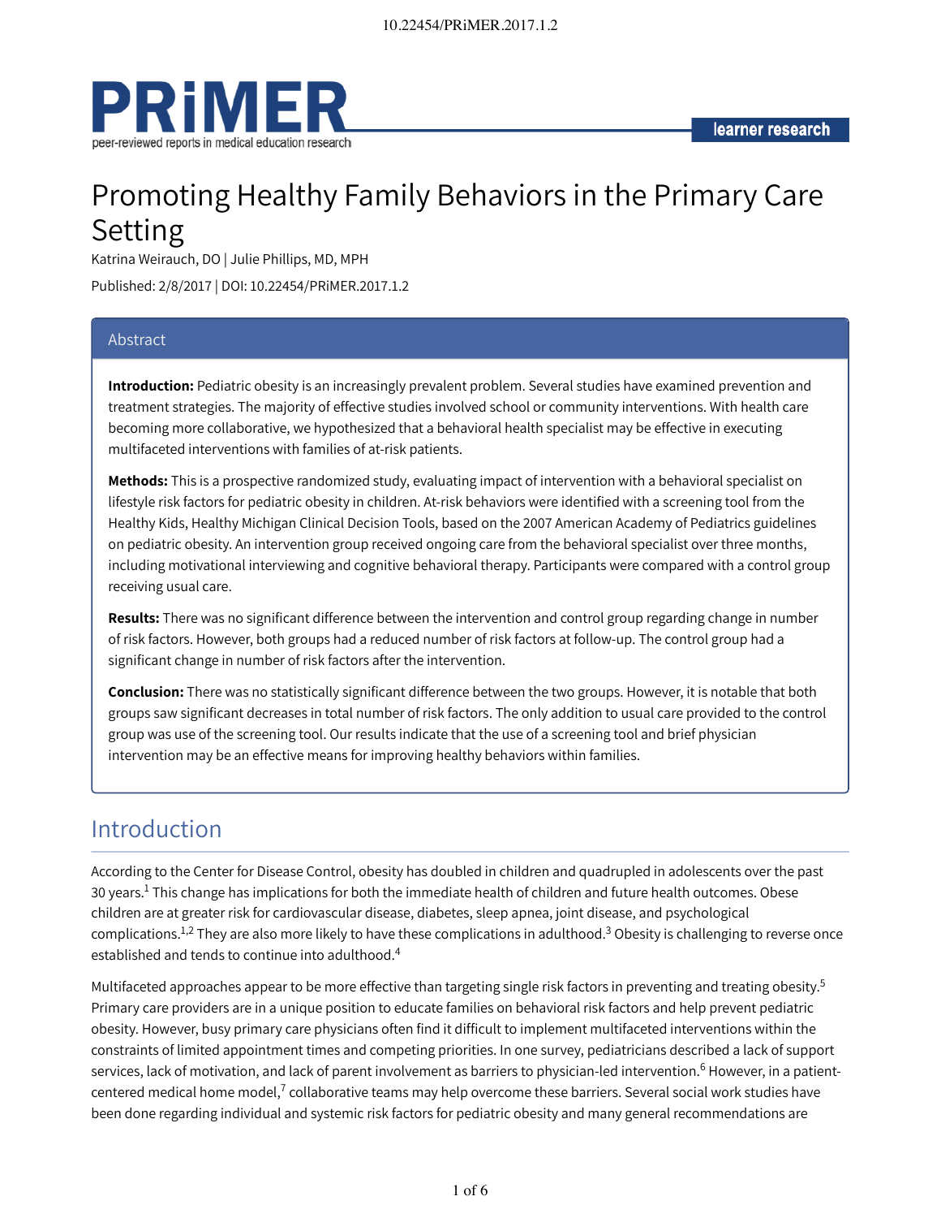# Promoting Healthy Family Behaviors in the Primary Care Setting

Katrina Weirauch, DO | Julie Phillips, MD, MPH

Published: 2/8/2017 | DOI: 10.22454/PRiMER.2017.1.2

## Abstract

**Introduction:** Pediatric obesity is an increasingly prevalent problem. Several studies have examined prevention and treatment strategies. The majority of effective studies involved school or community interventions. With health care becoming more collaborative, we hypothesized that a behavioral health specialist may be effective in executing multifaceted interventions with families of at-risk patients.

**Methods:** This is a prospective randomized study, evaluating impact of intervention with a behavioral specialist on lifestyle risk factors for pediatric obesity in children. At-risk behaviors were identified with a screening tool from the Healthy Kids, Healthy Michigan Clinical Decision Tools, based on the 2007 American Academy of Pediatrics guidelines on pediatric obesity. An intervention group received ongoing care from the behavioral specialist over three months, including motivational interviewing and cognitive behavioral therapy. Participants were compared with a control group receiving usual care.

**Results:** There was no significant difference between the intervention and control group regarding change in number of risk factors. However, both groups had a reduced number of risk factors at follow-up. The control group had a significant change in number of risk factors after the intervention.

**Conclusion:** There was no statistically significant difference between the two groups. However, it is notable that both groups saw significant decreases in total number of risk factors. The only addition to usual care provided to the control group was use of the screening tool. Our results indicate that the use of a screening tool and brief physician intervention may be an effective means for improving healthy behaviors within families.

## Introduction

According to the Center for Disease Control, obesity has doubled in children and quadrupled in adolescents over the past 30 years.[1] This change has implications for both the immediate health of children and future health outcomes. Obese children are at greater risk for cardiovascular disease, diabetes, sleep apnea, joint disease, and psychological complications.[1,2] They are also more likely to have these complications in adulthood.[3] Obesity is challenging to reverse once established and tends to continue into adulthood.[4]

Multifaceted approaches appear to be more effective than targeting single risk factors in preventing and treating obesity.[5] Primary care providers are in a unique position to educate families on behavioral risk factors and help prevent pediatric obesity. However, busy primary care physicians often find it difficult to implement multifaceted interventions within the constraints of limited appointment times and competing priorities. In one survey, pediatricians described a lack of support services, lack of motivation, and lack of parent involvement as barriers to physician-led intervention.[6] However, in a patient-centered medical home model,[7] collaborative teams may help overcome these barriers. Several social work studies have been done regarding individual and systemic risk factors for pediatric obesity and many general recommendations are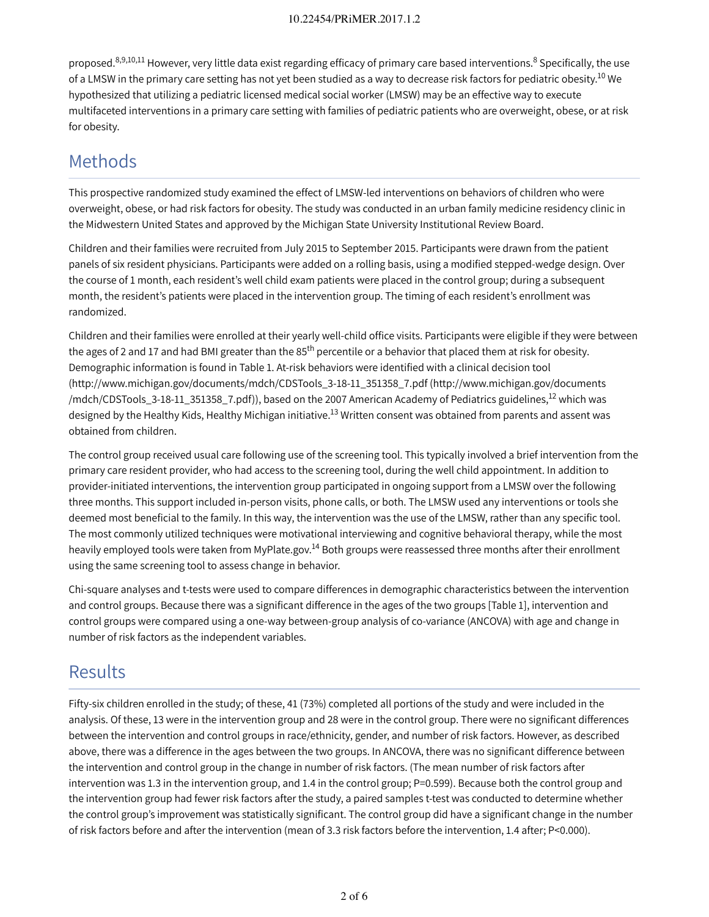proposed.[8,9,10,11] However, very little data exist regarding efficacy of primary care based interventions.[8] Specifically, the use of a LMSW in the primary care setting has not yet been studied as a way to decrease risk factors for pediatric obesity.[10] We hypothesized that utilizing a pediatric licensed medical social worker (LMSW) may be an effective way to execute multifaceted interventions in a primary care setting with families of pediatric patients who are overweight, obese, or at risk for obesity.

## Methods

This prospective randomized study examined the effect of LMSW-led interventions on behaviors of children who were overweight, obese, or had risk factors for obesity. The study was conducted in an urban family medicine residency clinic in the Midwestern United States and approved by the Michigan State University Institutional Review Board.

Children and their families were recruited from July 2015 to September 2015. Participants were drawn from the patient panels of six resident physicians. Participants were added on a rolling basis, using a modified stepped-wedge design. Over the course of 1 month, each resident's well child exam patients were placed in the control group; during a subsequent month, the resident's patients were placed in the intervention group. The timing of each resident's enrollment was randomized.

Children and their families were enrolled at their yearly well-child office visits. Participants were eligible if they were between the ages of 2 and 17 and had BMI greater than the 85th percentile or a behavior that placed them at risk for obesity. Demographic information is found in Table 1. At-risk behaviors were identified with a clinical decision tool (http://www.michigan.gov/documents/mdch/CDSTools_3-18-11_351358_7.pdf (http://www.michigan.gov/documents/mdch/CDSTools_3-18-11_351358_7.pdf)), based on the 2007 American Academy of Pediatrics guidelines,[12] which was designed by the Healthy Kids, Healthy Michigan initiative.[13] Written consent was obtained from parents and assent was obtained from children.

The control group received usual care following use of the screening tool. This typically involved a brief intervention from the primary care resident provider, who had access to the screening tool, during the well child appointment. In addition to provider-initiated interventions, the intervention group participated in ongoing support from a LMSW over the following three months. This support included in-person visits, phone calls, or both. The LMSW used any interventions or tools she deemed most beneficial to the family. In this way, the intervention was the use of the LMSW, rather than any specific tool. The most commonly utilized techniques were motivational interviewing and cognitive behavioral therapy, while the most heavily employed tools were taken from MyPlate.gov.[14] Both groups were reassessed three months after their enrollment using the same screening tool to assess change in behavior.

Chi-square analyses and t-tests were used to compare differences in demographic characteristics between the intervention and control groups. Because there was a significant difference in the ages of the two groups [Table 1], intervention and control groups were compared using a one-way between-group analysis of co-variance (ANCOVA) with age and change in number of risk factors as the independent variables.

## Results

Fifty-six children enrolled in the study; of these, 41 (73%) completed all portions of the study and were included in the analysis. Of these, 13 were in the intervention group and 28 were in the control group. There were no significant differences between the intervention and control groups in race/ethnicity, gender, and number of risk factors. However, as described above, there was a difference in the ages between the two groups. In ANCOVA, there was no significant difference between the intervention and control group in the change in number of risk factors. (The mean number of risk factors after intervention was 1.3 in the intervention group, and 1.4 in the control group; $P=0.599$). Because both the control group and the intervention group had fewer risk factors after the study, a paired samples t-test was conducted to determine whether the control group's improvement was statistically significant. The control group did have a significant change in the number of risk factors before and after the intervention (mean of 3.3 risk factors before the intervention, 1.4 after; $P<0.000$).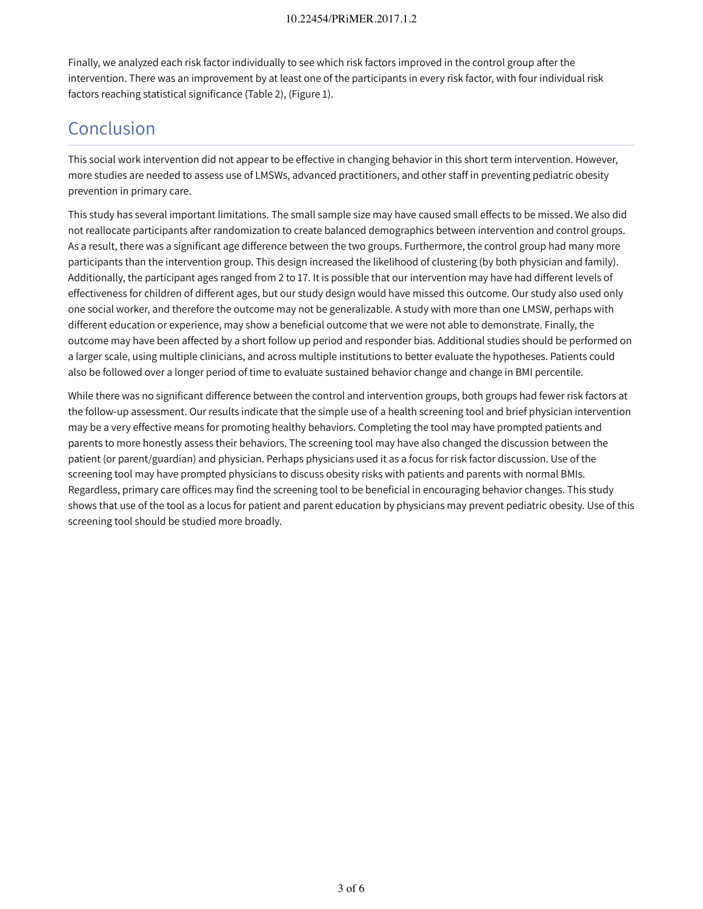Finally, we analyzed each risk factor individually to see which risk factors improved in the control group after the intervention. There was an improvement by at least one of the participants in every risk factor, with four individual risk factors reaching statistical significance (Table 2), (Figure 1).

## Conclusion

This social work intervention did not appear to be effective in changing behavior in this short term intervention. However, more studies are needed to assess use of LMSWs, advanced practitioners, and other staff in preventing pediatric obesity prevention in primary care.

This study has several important limitations. The small sample size may have caused small effects to be missed. We also did not reallocate participants after randomization to create balanced demographics between intervention and control groups. As a result, there was a significant age difference between the two groups. Furthermore, the control group had many more participants than the intervention group. This design increased the likelihood of clustering (by both physician and family). Additionally, the participant ages ranged from 2 to 17. It is possible that our intervention may have had different levels of effectiveness for children of different ages, but our study design would have missed this outcome. Our study also used only one social worker, and therefore the outcome may not be generalizable. A study with more than one LMSW, perhaps with different education or experience, may show a beneficial outcome that we were not able to demonstrate. Finally, the outcome may have been affected by a short follow up period and responder bias. Additional studies should be performed on a larger scale, using multiple clinicians, and across multiple institutions to better evaluate the hypotheses. Patients could also be followed over a longer period of time to evaluate sustained behavior change and change in BMI percentile.

While there was no significant difference between the control and intervention groups, both groups had fewer risk factors at the follow-up assessment. Our results indicate that the simple use of a health screening tool and brief physician intervention may be a very effective means for promoting healthy behaviors. Completing the tool may have prompted patients and parents to more honestly assess their behaviors. The screening tool may have also changed the discussion between the patient (or parent/guardian) and physician. Perhaps physicians used it as a focus for risk factor discussion. Use of the screening tool may have prompted physicians to discuss obesity risks with patients and parents with normal BMIs. Regardless, primary care offices may find the screening tool to be beneficial in encouraging behavior changes. This study shows that use of the tool as a locus for patient and parent education by physicians may prevent pediatric obesity. Use of this screening tool should be studied more broadly.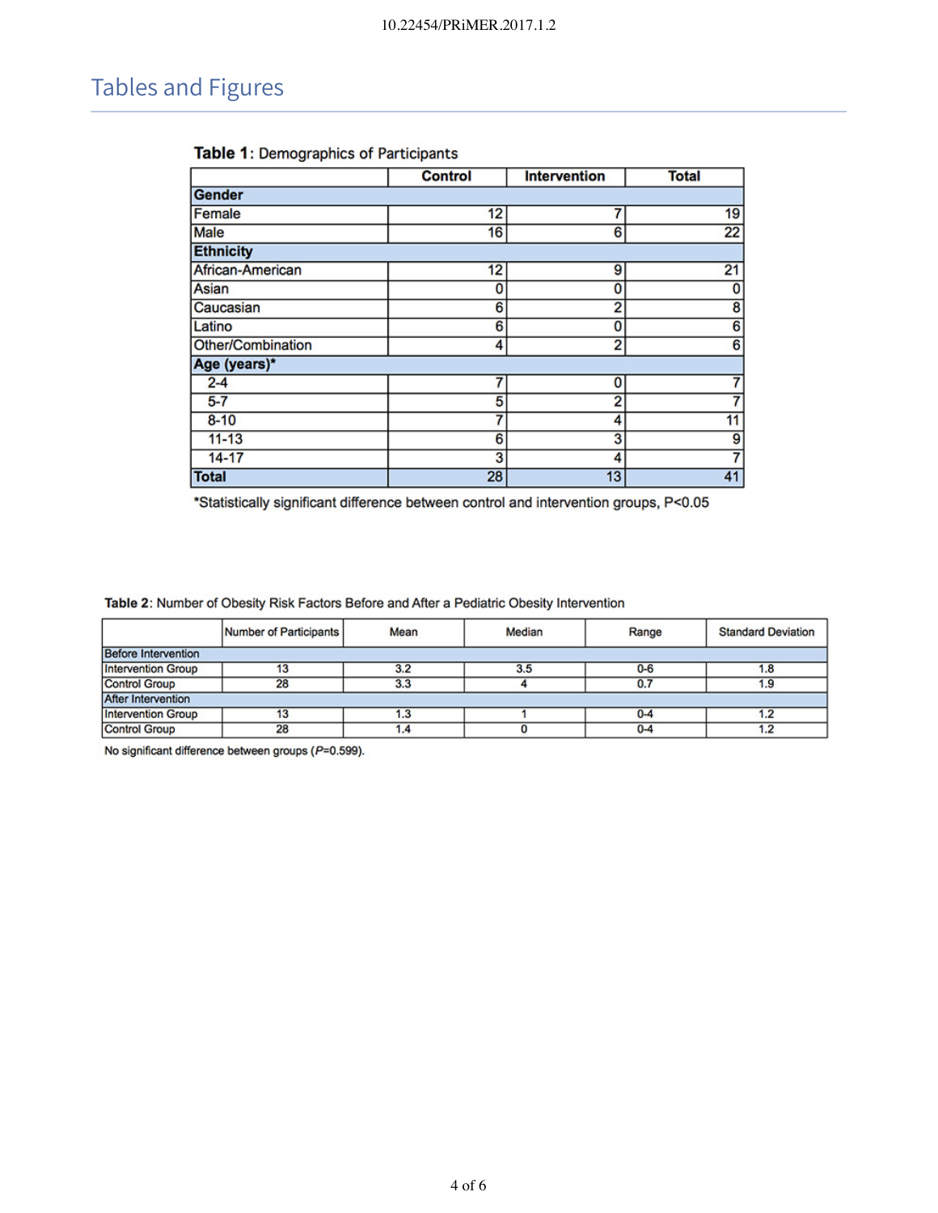## Tables and Figures

**Table 1**: Demographics of Participants

| | Control | Intervention | Total |
|---|---|---|---|
| **Gender** | | | |
| Female | 12 | 7 | 19 |
| Male | 16 | 6 | 22 |
| **Ethnicity** | | | |
| African-American | 12 | 9 | 21 |
| Asian | 0 | 0 | 0 |
| Caucasian | 6 | 2 | 8 |
| Latino | 6 | 0 | 6 |
| Other/Combination | 4 | 2 | 6 |
| **Age (years)*** | | | |
| 2-4 | 7 | 0 | 7 |
| 5-7 | 5 | 2 | 7 |
| 8-10 | 7 | 4 | 11 |
| 11-13 | 6 | 3 | 9 |
| 14-17 | 3 | 4 | 7 |
| **Total** | 28 | 13 | 41 |

*Statistically significant difference between control and intervention groups, P<0.05

**Table 2**: Number of Obesity Risk Factors Before and After a Pediatric Obesity Intervention

| | Number of Participants | Mean | Median | Range | Standard Deviation |
|---|---|---|---|---|---|
| Before Intervention | | | | | |
| Intervention Group | 13 | 3.2 | 3.5 | 0-6 | 1.8 |
| Control Group | 28 | 3.3 | 4 | 0.7 | 1.9 |
| After Intervention | | | | | |
| Intervention Group | 13 | 1.3 | 1 | 0-4 | 1.2 |
| Control Group | 28 | 1.4 | 0 | 0-4 | 1.2 |

No significant difference between groups (*P*=0.599).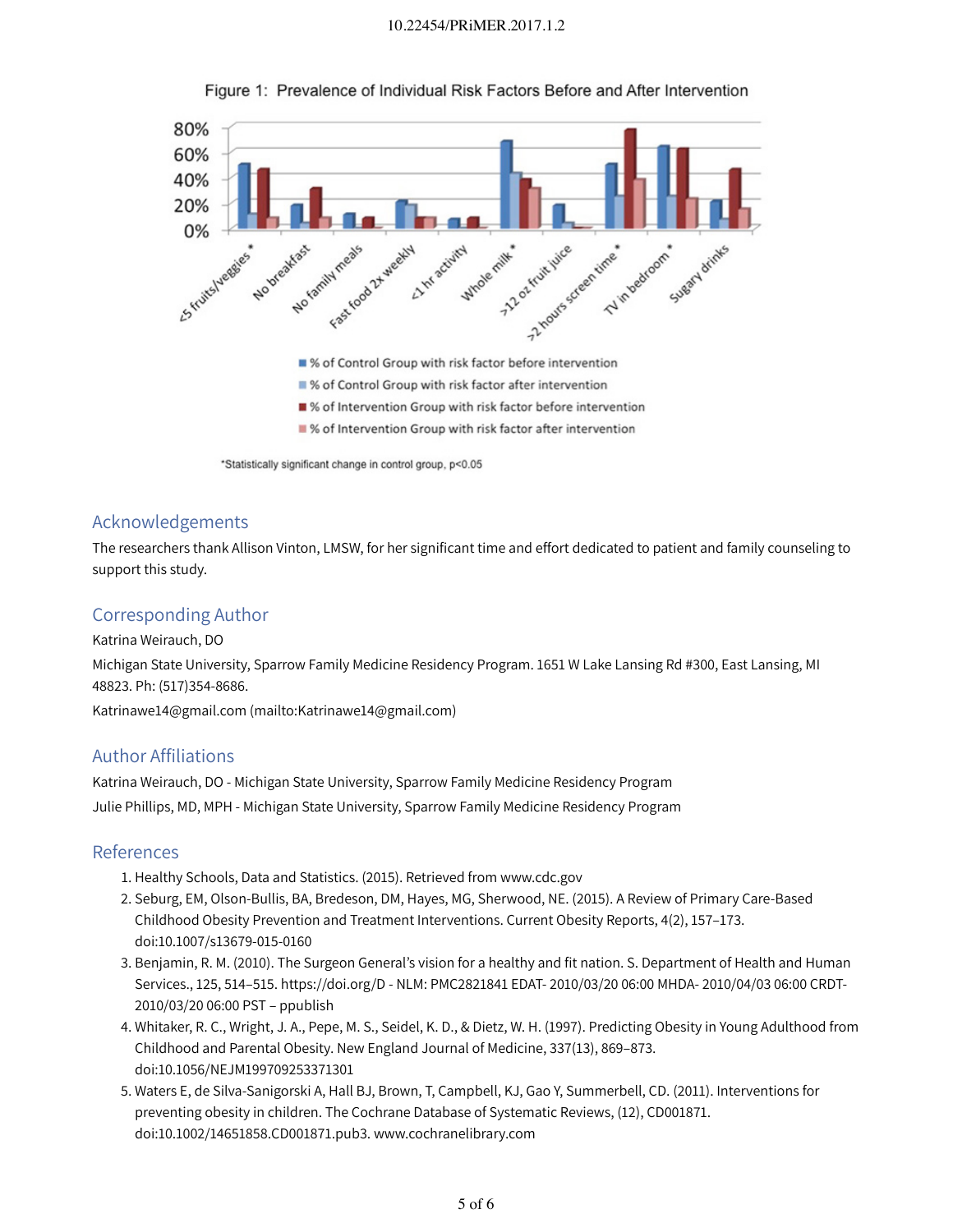Figure 1: Prevalence of Individual Risk Factors Before and After Intervention

*Statistically significant change in control group, $p<0.05$

## Acknowledgements

The researchers thank Allison Vinton, LMSW, for her significant time and effort dedicated to patient and family counseling to support this study.

## Corresponding Author

Katrina Weirauch, DO

Michigan State University, Sparrow Family Medicine Residency Program. 1651 W Lake Lansing Rd #300, East Lansing, MI 48823. Ph: (517)354-8686.

Katrinawe14@gmail.com (mailto:Katrinawe14@gmail.com)

## Author Affiliations

Katrina Weirauch, DO - Michigan State University, Sparrow Family Medicine Residency Program

Julie Phillips, MD, MPH - Michigan State University, Sparrow Family Medicine Residency Program

## References

1. Healthy Schools, Data and Statistics. (2015). Retrieved from www.cdc.gov
2. Seburg, EM, Olson-Bullis, BA, Bredeson, DM, Hayes, MG, Sherwood, NE. (2015). A Review of Primary Care-Based Childhood Obesity Prevention and Treatment Interventions. Current Obesity Reports, 4(2), 157–173. doi:10.1007/s13679-015-0160
3. Benjamin, R. M. (2010). The Surgeon General's vision for a healthy and fit nation. S. Department of Health and Human Services., 125, 514–515. https://doi.org/D - NLM: PMC2821841 EDAT- 2010/03/20 06:00 MHDA- 2010/04/03 06:00 CRDT- 2010/03/20 06:00 PST – ppublish
4. Whitaker, R. C., Wright, J. A., Pepe, M. S., Seidel, K. D., & Dietz, W. H. (1997). Predicting Obesity in Young Adulthood from Childhood and Parental Obesity. New England Journal of Medicine, 337(13), 869–873. doi:10.1056/NEJM199709253371301
5. Waters E, de Silva-Sanigorski A, Hall BJ, Brown, T, Campbell, KJ, Gao Y, Summerbell, CD. (2011). Interventions for preventing obesity in children. The Cochrane Database of Systematic Reviews, (12), CD001871. doi:10.1002/14651858.CD001871.pub3. www.cochranelibrary.com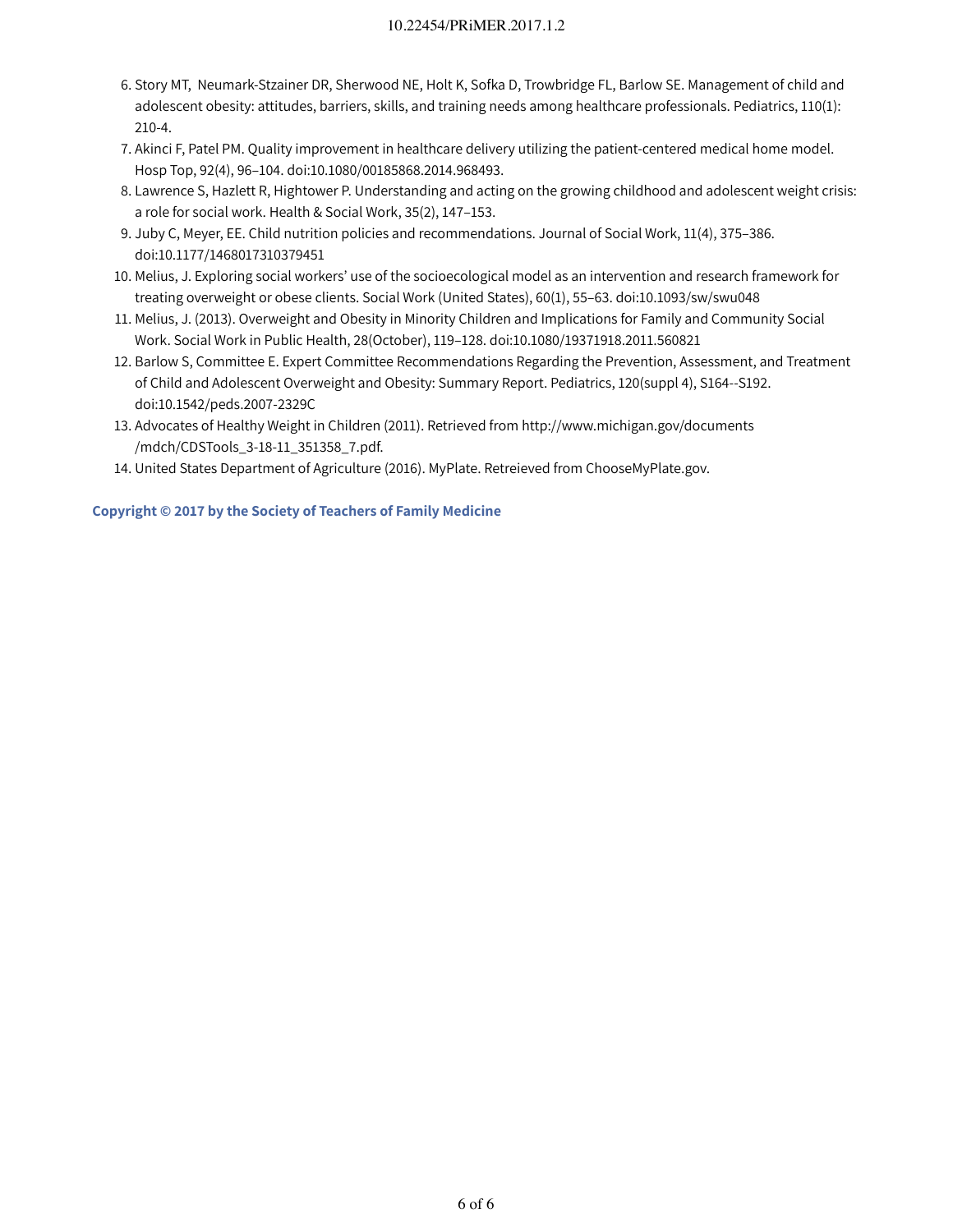6. Story MT, Neumark-Stzainer DR, Sherwood NE, Holt K, Sofka D, Trowbridge FL, Barlow SE. Management of child and adolescent obesity: attitudes, barriers, skills, and training needs among healthcare professionals. Pediatrics, 110(1): 210-4.
7. Akinci F, Patel PM. Quality improvement in healthcare delivery utilizing the patient-centered medical home model. Hosp Top, 92(4), 96–104. doi:10.1080/00185868.2014.968493.
8. Lawrence S, Hazlett R, Hightower P. Understanding and acting on the growing childhood and adolescent weight crisis: a role for social work. Health & Social Work, 35(2), 147–153.
9. Juby C, Meyer, EE. Child nutrition policies and recommendations. Journal of Social Work, 11(4), 375–386. doi:10.1177/1468017310379451
10. Melius, J. Exploring social workers' use of the socioecological model as an intervention and research framework for treating overweight or obese clients. Social Work (United States), 60(1), 55–63. doi:10.1093/sw/swu048
11. Melius, J. (2013). Overweight and Obesity in Minority Children and Implications for Family and Community Social Work. Social Work in Public Health, 28(October), 119–128. doi:10.1080/19371918.2011.560821
12. Barlow S, Committee E. Expert Committee Recommendations Regarding the Prevention, Assessment, and Treatment of Child and Adolescent Overweight and Obesity: Summary Report. Pediatrics, 120(suppl 4), S164--S192. doi:10.1542/peds.2007-2329C
13. Advocates of Healthy Weight in Children (2011). Retrieved from http://www.michigan.gov/documents/mdch/CDSTools_3-18-11_351358_7.pdf.
14. United States Department of Agriculture (2016). MyPlate. Retreieved from ChooseMyPlate.gov.

**Copyright © 2017 by the Society of Teachers of Family Medicine**